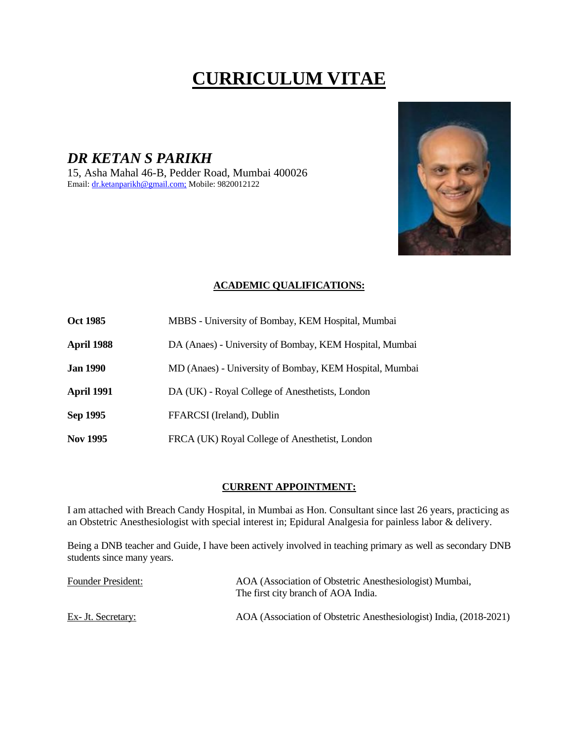# CURRICULUM VITAE

***DR KETAN S PARIKH***

15, Asha Mahal 46-B, Pedder Road, Mumbai 400026

Email: dr.ketanparikh@gmail.com; Mobile: 9820012122

## ACADEMIC QUALIFICATIONS:

| | |
|---|---|
| **Oct 1985** | MBBS - University of Bombay, KEM Hospital, Mumbai |
| **April 1988** | DA (Anaes) - University of Bombay, KEM Hospital, Mumbai |
| **Jan 1990** | MD (Anaes) - University of Bombay, KEM Hospital, Mumbai |
| **April 1991** | DA (UK) - Royal College of Anesthetists, London |
| **Sep 1995** | FFARCSI (Ireland), Dublin |
| **Nov 1995** | FRCA (UK) Royal College of Anesthetist, London |

## CURRENT APPOINTMENT:

I am attached with Breach Candy Hospital, in Mumbai as Hon. Consultant since last 26 years, practicing as an Obstetric Anesthesiologist with special interest in; Epidural Analgesia for painless labor & delivery.

Being a DNB teacher and Guide, I have been actively involved in teaching primary as well as secondary DNB students since many years.

| | |
|---|---|
| Founder President: | AOA (Association of Obstetric Anesthesiologist) Mumbai, The first city branch of AOA India. |
| Ex- Jt. Secretary: | AOA (Association of Obstetric Anesthesiologist) India, (2018-2021) |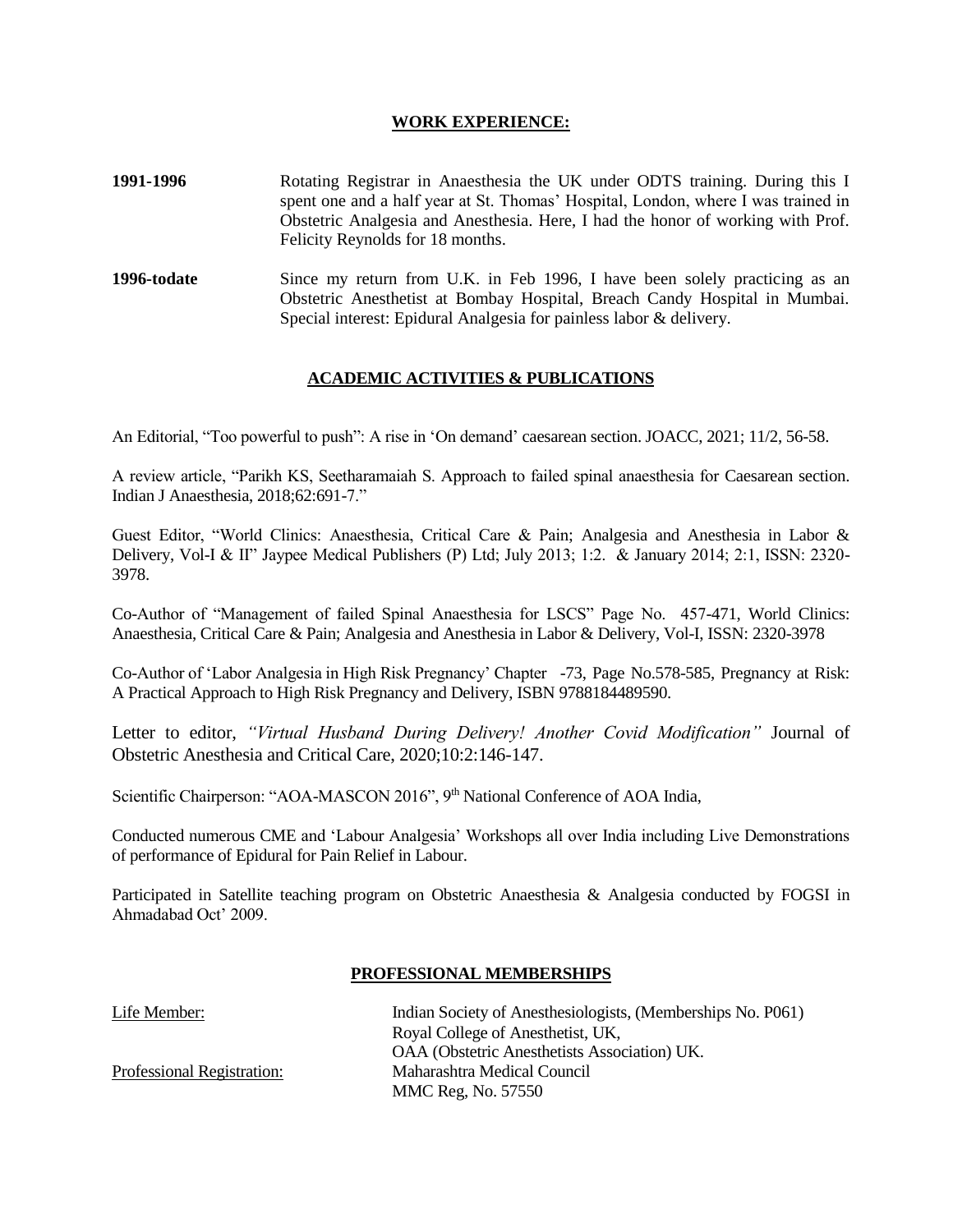## WORK EXPERIENCE:

**1991-1996** Rotating Registrar in Anaesthesia the UK under ODTS training. During this I spent one and a half year at St. Thomas' Hospital, London, where I was trained in Obstetric Analgesia and Anesthesia. Here, I had the honor of working with Prof. Felicity Reynolds for 18 months.

**1996-todate** Since my return from U.K. in Feb 1996, I have been solely practicing as an Obstetric Anesthetist at Bombay Hospital, Breach Candy Hospital in Mumbai. Special interest: Epidural Analgesia for painless labor & delivery.

## ACADEMIC ACTIVITIES & PUBLICATIONS

An Editorial, "Too powerful to push": A rise in 'On demand' caesarean section. JOACC, 2021; 11/2, 56-58.

A review article, "Parikh KS, Seetharamaiah S. Approach to failed spinal anaesthesia for Caesarean section. Indian J Anaesthesia, 2018;62:691-7."

Guest Editor, "World Clinics: Anaesthesia, Critical Care & Pain; Analgesia and Anesthesia in Labor & Delivery, Vol-I & II" Jaypee Medical Publishers (P) Ltd; July 2013; 1:2. & January 2014; 2:1, ISSN: 2320-3978.

Co-Author of "Management of failed Spinal Anaesthesia for LSCS" Page No. 457-471, World Clinics: Anaesthesia, Critical Care & Pain; Analgesia and Anesthesia in Labor & Delivery, Vol-I, ISSN: 2320-3978

Co-Author of 'Labor Analgesia in High Risk Pregnancy' Chapter -73, Page No.578-585, Pregnancy at Risk: A Practical Approach to High Risk Pregnancy and Delivery, ISBN 9788184489590.

Letter to editor, *"Virtual Husband During Delivery! Another Covid Modification"* Journal of Obstetric Anesthesia and Critical Care, 2020;10:2:146-147.

Scientific Chairperson: "AOA-MASCON 2016", 9th National Conference of AOA India,

Conducted numerous CME and 'Labour Analgesia' Workshops all over India including Live Demonstrations of performance of Epidural for Pain Relief in Labour.

Participated in Satellite teaching program on Obstetric Anaesthesia & Analgesia conducted by FOGSI in Ahmadabad Oct' 2009.

## PROFESSIONAL MEMBERSHIPS

| | |
|---|---|
| Life Member: | Indian Society of Anesthesiologists, (Memberships No. P061) |
| | Royal College of Anesthetist, UK, |
| | OAA (Obstetric Anesthetists Association) UK. |
| Professional Registration: | Maharashtra Medical Council |
| | MMC Reg, No. 57550 |